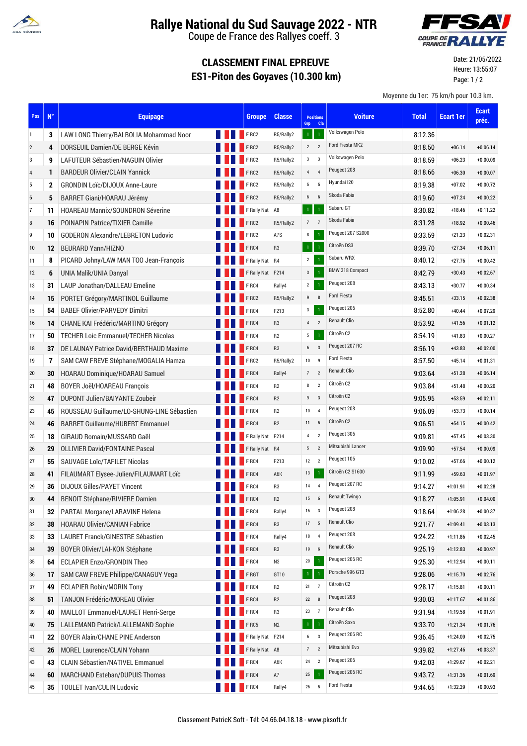# Rallye National du Sud Sauvage 2022 - NTR

Coupe de France des Rallyes coeff. 3

## CLASSEMENT FINAL EPREUVE
## ES1-Piton des Goyaves (10.300 km)

Date: 21/05/2022
Heure: 13:55:07

Moyenne du 1er: 75 km/h pour 10.3 km.

| Pos | N° | Equipage | Groupe | Classe | Positions Grp | Positions Cla | Voiture | Total | Ecart 1er | Ecart préc. |
|---|---|---|---|---|---|---|---|---|---|---|
| 1 | 3 | LAW LONG Thierry/BALBOLIA Mohammad Noor | F RC2 | R5/Rally2 | 1 | 1 | Volkswagen Polo | 8:12.36 | | |
| 2 | 4 | DORSEUIL Damien/DE BERGE Kévin | F RC2 | R5/Rally2 | 2 | 2 | Ford Fiesta MK2 | 8:18.50 | +06.14 | +0:06.14 |
| 3 | 9 | LAFUTEUR Sébastien/NAGUIN Olivier | F RC2 | R5/Rally2 | 3 | 3 | Volkswagen Polo | 8:18.59 | +06.23 | +0:00.09 |
| 4 | 1 | BARDEUR Olivier/CLAIN Yannick | F RC2 | R5/Rally2 | 4 | 4 | Peugeot 208 | 8:18.66 | +06.30 | +0:00.07 |
| 5 | 2 | GRONDIN Loïc/DIJOUX Anne-Laure | F RC2 | R5/Rally2 | 5 | 5 | Hyundai I20 | 8:19.38 | +07.02 | +0:00.72 |
| 6 | 5 | BARRET Giani/HOARAU Jérémy | F RC2 | R5/Rally2 | 6 | 6 | Skoda Fabia | 8:19.60 | +07.24 | +0:00.22 |
| 7 | 11 | HOAREAU Mannix/SOUNDRON Séverine | F Rally Nat | A8 | 1 | 1 | Subaru GT | 8:30.82 | +18.46 | +0:11.22 |
| 8 | 16 | POINAPIN Patrice/TIXIER Camille | F RC2 | R5/Rally2 | 7 | 7 | Skoda Fabia | 8:31.28 | +18.92 | +0:00.46 |
| 9 | 10 | GODERON Alexandre/LEBRETON Ludovic | F RC2 | A7S | 8 | 1 | Peugeot 207 S2000 | 8:33.59 | +21.23 | +0:02.31 |
| 10 | 12 | BEURARD Yann/HIZNO | F RC4 | R3 | 1 | 1 | Citroën DS3 | 8:39.70 | +27.34 | +0:06.11 |
| 11 | 8 | PICARD Johny/LAW MAN TOO Jean-François | F Rally Nat | R4 | 2 | 1 | Subaru WRX | 8:40.12 | +27.76 | +0:00.42 |
| 12 | 6 | UNIA Malik/UNIA Danyal | F Rally Nat | F214 | 3 | 1 | BMW 318 Compact | 8:42.79 | +30.43 | +0:02.67 |
| 13 | 31 | LAUP Jonathan/DALLEAU Emeline | F RC4 | Rally4 | 2 | 1 | Peugeot 208 | 8:43.13 | +30.77 | +0:00.34 |
| 14 | 15 | PORTET Grégory/MARTINOL Guillaume | F RC2 | R5/Rally2 | 9 | 8 | Ford Fiesta | 8:45.51 | +33.15 | +0:02.38 |
| 15 | 54 | BABEF Olivier/PARVEDY Dimitri | F RC4 | F213 | 3 | 1 | Peugeot 206 | 8:52.80 | +40.44 | +0:07.29 |
| 16 | 14 | CHANE KAI Frédéric/MARTINO Grégory | F RC4 | R3 | 4 | 2 | Renault Clio | 8:53.92 | +41.56 | +0:01.12 |
| 17 | 50 | TECHER Loic Emmanuel/TECHER Nicolas | F RC4 | R2 | 5 | 1 | Citroën C2 | 8:54.19 | +41.83 | +0:00.27 |
| 18 | 37 | DE LAUNAY Patrice David/BERTHAUD Maxime | F RC4 | R3 | 6 | 3 | Peugeot 207 RC | 8:56.19 | +43.83 | +0:02.00 |
| 19 | 7 | SAM CAW FREVE Stéphane/MOGALIA Hamza | F RC2 | R5/Rally2 | 10 | 9 | Ford Fiesta | 8:57.50 | +45.14 | +0:01.31 |
| 20 | 30 | HOARAU Dominique/HOARAU Samuel | F RC4 | Rally4 | 7 | 2 | Renault Clio | 9:03.64 | +51.28 | +0:06.14 |
| 21 | 48 | BOYER Joël/HOAREAU François | F RC4 | R2 | 8 | 2 | Citroën C2 | 9:03.84 | +51.48 | +0:00.20 |
| 22 | 47 | DUPONT Julien/BAIYANTE Zoubeir | F RC4 | R2 | 9 | 3 | Citroën C2 | 9:05.95 | +53.59 | +0:02.11 |
| 23 | 45 | ROUSSEAU Guillaume/LO-SHUNG-LINE Sébastien | F RC4 | R2 | 10 | 4 | Peugeot 208 | 9:06.09 | +53.73 | +0:00.14 |
| 24 | 46 | BARRET Guillaume/HUBERT Emmanuel | F RC4 | R2 | 11 | 5 | Citroën C2 | 9:06.51 | +54.15 | +0:00.42 |
| 25 | 18 | GIRAUD Romain/MUSSARD Gaël | F Rally Nat | F214 | 4 | 2 | Peugeot 306 | 9:09.81 | +57.45 | +0:03.30 |
| 26 | 29 | OLLIVIER David/FONTAINE Pascal | F Rally Nat | R4 | 5 | 2 | Mitsubishi Lancer | 9:09.90 | +57.54 | +0:00.09 |
| 27 | 55 | SAUVAGE Loïc/TAFILET Nicolas | F RC4 | F213 | 12 | 2 | Peugeot 106 | 9:10.02 | +57.66 | +0:00.12 |
| 28 | 41 | FILAUMART Elysee-Julien/FILAUMART Loïc | F RC4 | A6K | 13 | 1 | Citroën C2 S1600 | 9:11.99 | +59.63 | +0:01.97 |
| 29 | 36 | DIJOUX Gilles/PAYET Vincent | F RC4 | R3 | 14 | 4 | Peugeot 207 RC | 9:14.27 | +1:01.91 | +0:02.28 |
| 30 | 44 | BENOIT Stéphane/RIVIERE Damien | F RC4 | R2 | 15 | 6 | Renault Twingo | 9:18.27 | +1:05.91 | +0:04.00 |
| 31 | 32 | PARTAL Morgane/LARAVINE Helena | F RC4 | Rally4 | 16 | 3 | Peugeot 208 | 9:18.64 | +1:06.28 | +0:00.37 |
| 32 | 38 | HOARAU Olivier/CANIAN Fabrice | F RC4 | R3 | 17 | 5 | Renault Clio | 9:21.77 | +1:09.41 | +0:03.13 |
| 33 | 33 | LAURET Franck/GINESTRE Sébastien | F RC4 | Rally4 | 18 | 4 | Peugeot 208 | 9:24.22 | +1:11.86 | +0:02.45 |
| 34 | 39 | BOYER Olivier/LAI-KON Stéphane | F RC4 | R3 | 19 | 6 | Renault Clio | 9:25.19 | +1:12.83 | +0:00.97 |
| 35 | 64 | ECLAPIER Enzo/GRONDIN Theo | F RC4 | N3 | 20 | 1 | Peugeot 206 RC | 9:25.30 | +1:12.94 | +0:00.11 |
| 36 | 17 | SAM CAW FREVE Philippe/CANAGUY Vega | F RGT | GT10 | 1 | 1 | Porsche 996 GT3 | 9:28.06 | +1:15.70 | +0:02.76 |
| 37 | 49 | ECLAPIER Robin/MORIN Tony | F RC4 | R2 | 21 | 7 | Citroën C2 | 9:28.17 | +1:15.81 | +0:00.11 |
| 38 | 51 | TANJON Frédéric/MOREAU Olivier | F RC4 | R2 | 22 | 8 | Peugeot 208 | 9:30.03 | +1:17.67 | +0:01.86 |
| 39 | 40 | MAILLOT Emmanuel/LAURET Henri-Serge | F RC4 | R3 | 23 | 7 | Renault Clio | 9:31.94 | +1:19.58 | +0:01.91 |
| 40 | 75 | LALLEMAND Patrick/LALLEMAND Sophie | F RC5 | N2 | 1 | 1 | Citroën Saxo | 9:33.70 | +1:21.34 | +0:01.76 |
| 41 | 22 | BOYER Alain/CHANE PINE Anderson | F Rally Nat | F214 | 6 | 3 | Peugeot 206 RC | 9:36.45 | +1:24.09 | +0:02.75 |
| 42 | 26 | MOREL Laurence/CLAIN Yohann | F Rally Nat | A8 | 7 | 2 | Mitsubishi Evo | 9:39.82 | +1:27.46 | +0:03.37 |
| 43 | 43 | CLAIN Sébastien/NATIVEL Emmanuel | F RC4 | A6K | 24 | 2 | Peugeot 206 | 9:42.03 | +1:29.67 | +0:02.21 |
| 44 | 60 | MARCHAND Esteban/DUPUIS Thomas | F RC4 | A7 | 25 | 1 | Peugeot 206 RC | 9:43.72 | +1:31.36 | +0:01.69 |
| 45 | 35 | TOULET Ivan/CULIN Ludovic | F RC4 | Rally4 | 26 | 5 | Ford Fiesta | 9:44.65 | +1:32.29 | +0:00.93 |

Classement PatricK Soft - Tél: 04.66.04.18.18 - www.pksoft.fr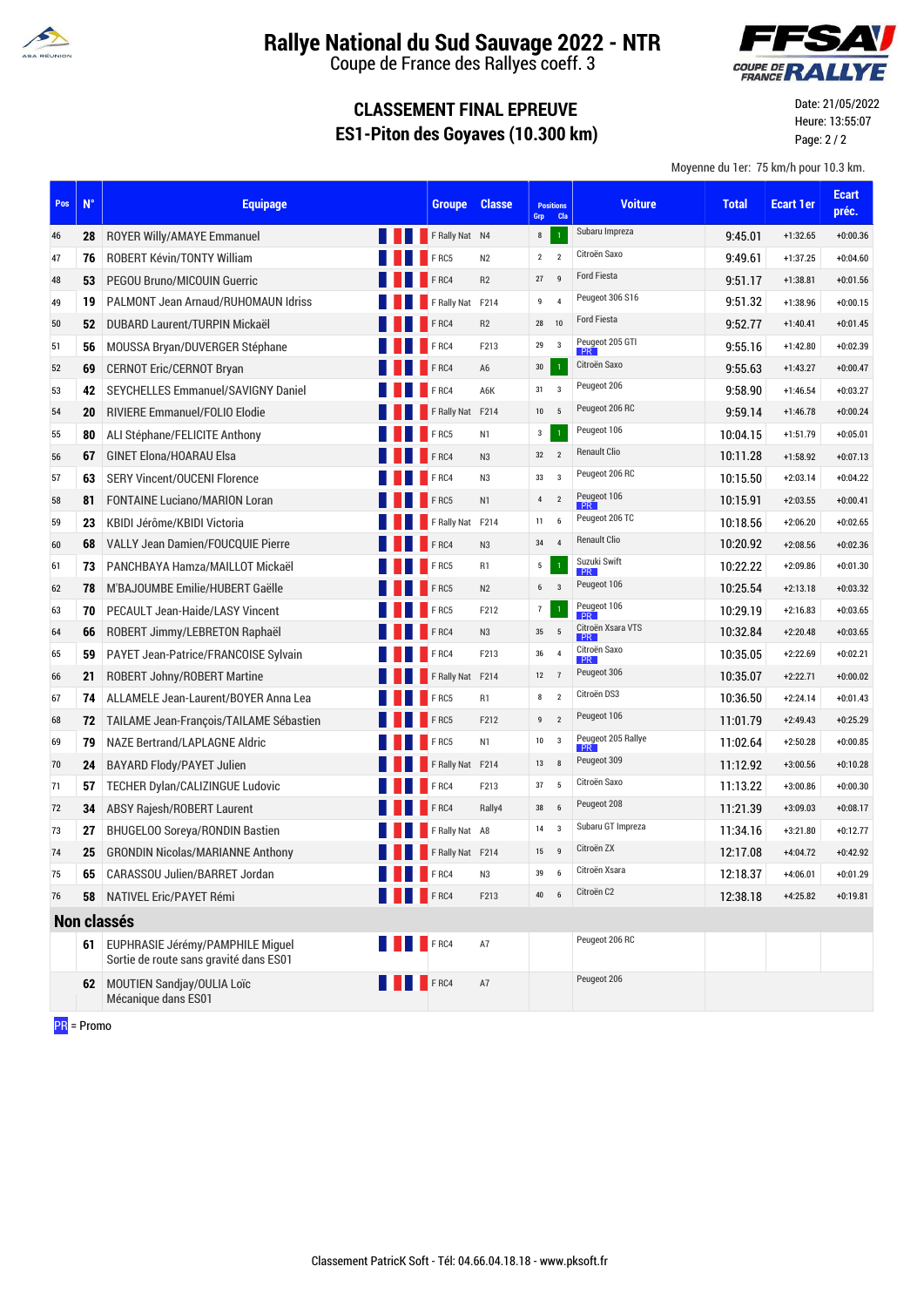# Rallye National du Sud Sauvage 2022 - NTR

Coupe de France des Rallyes coeff. 3

## CLASSEMENT FINAL EPREUVE
## ES1-Piton des Goyaves (10.300 km)

Date: 21/05/2022
Heure: 13:55:07

Moyenne du 1er: 75 km/h pour 10.3 km.

| Pos | N° | Equipage | Groupe | Classe | Positions Grp | Positions Cla | Voiture | Total | Ecart 1er | Ecart préc. |
|---|---|---|---|---|---|---|---|---|---|---|
| 46 | 28 | ROYER Willy/AMAYE Emmanuel | F Rally Nat | N4 | 8 | 1 | Subaru Impreza | 9:45.01 | +1:32.65 | +0:00.36 |
| 47 | 76 | ROBERT Kévin/TONTY William | F RC5 | N2 | 2 | 2 | Citroën Saxo | 9:49.61 | +1:37.25 | +0:04.60 |
| 48 | 53 | PEGOU Bruno/MICOUIN Guerric | F RC4 | R2 | 27 | 9 | Ford Fiesta | 9:51.17 | +1:38.81 | +0:01.56 |
| 49 | 19 | PALMONT Jean Arnaud/RUHOMAUN Idriss | F Rally Nat | F214 | 9 | 4 | Peugeot 306 S16 | 9:51.32 | +1:38.96 | +0:00.15 |
| 50 | 52 | DUBARD Laurent/TURPIN Mickaël | F RC4 | R2 | 28 | 10 | Ford Fiesta | 9:52.77 | +1:40.41 | +0:01.45 |
| 51 | 56 | MOUSSA Bryan/DUVERGER Stéphane | F RC4 | F213 | 29 | 3 | Peugeot 205 GTI PR | 9:55.16 | +1:42.80 | +0:02.39 |
| 52 | 69 | CERNOT Eric/CERNOT Bryan | F RC4 | A6 | 30 | 1 | Citroën Saxo | 9:55.63 | +1:43.27 | +0:00.47 |
| 53 | 42 | SEYCHELLES Emmanuel/SAVIGNY Daniel | F RC4 | A6K | 31 | 3 | Peugeot 206 | 9:58.90 | +1:46.54 | +0:03.27 |
| 54 | 20 | RIVIERE Emmanuel/FOLIO Elodie | F Rally Nat | F214 | 10 | 5 | Peugeot 206 RC | 9:59.14 | +1:46.78 | +0:00.24 |
| 55 | 80 | ALI Stéphane/FELICITE Anthony | F RC5 | N1 | 3 | 1 | Peugeot 106 | 10:04.15 | +1:51.79 | +0:05.01 |
| 56 | 67 | GINET Elona/HOARAU Elsa | F RC4 | N3 | 32 | 2 | Renault Clio | 10:11.28 | +1:58.92 | +0:07.13 |
| 57 | 63 | SERY Vincent/OUCENI Florence | F RC4 | N3 | 33 | 3 | Peugeot 206 RC | 10:15.50 | +2:03.14 | +0:04.22 |
| 58 | 81 | FONTAINE Luciano/MARION Loran | F RC5 | N1 | 4 | 2 | Peugeot 106 PR | 10:15.91 | +2:03.55 | +0:00.41 |
| 59 | 23 | KBIDI Jérôme/KBIDI Victoria | F Rally Nat | F214 | 11 | 6 | Peugeot 206 TC | 10:18.56 | +2:06.20 | +0:02.65 |
| 60 | 68 | VALLY Jean Damien/FOUCQUIE Pierre | F RC4 | N3 | 34 | 4 | Renault Clio | 10:20.92 | +2:08.56 | +0:02.36 |
| 61 | 73 | PANCHBAYA Hamza/MAILLOT Mickaël | F RC5 | R1 | 5 | 1 | Suzuki Swift PR | 10:22.22 | +2:09.86 | +0:01.30 |
| 62 | 78 | M'BAJOUMBE Emilie/HUBERT Gaëlle | F RC5 | N2 | 6 | 3 | Peugeot 106 | 10:25.54 | +2:13.18 | +0:03.32 |
| 63 | 70 | PECAULT Jean-Haide/LASY Vincent | F RC5 | F212 | 7 | 1 | Peugeot 106 PR | 10:29.19 | +2:16.83 | +0:03.65 |
| 64 | 66 | ROBERT Jimmy/LEBRETON Raphaël | F RC4 | N3 | 35 | 5 | Citroën Xsara VTS PR | 10:32.84 | +2:20.48 | +0:03.65 |
| 65 | 59 | PAYET Jean-Patrice/FRANCOISE Sylvain | F RC4 | F213 | 36 | 4 | Citroën Saxo PR | 10:35.05 | +2:22.69 | +0:02.21 |
| 66 | 21 | ROBERT Johny/ROBERT Martine | F Rally Nat | F214 | 12 | 7 | Peugeot 306 | 10:35.07 | +2:22.71 | +0:00.02 |
| 67 | 74 | ALLAMELE Jean-Laurent/BOYER Anna Lea | F RC5 | R1 | 8 | 2 | Citroën DS3 | 10:36.50 | +2:24.14 | +0:01.43 |
| 68 | 72 | TAILAME Jean-François/TAILAME Sébastien | F RC5 | F212 | 9 | 2 | Peugeot 106 | 11:01.79 | +2:49.43 | +0:25.29 |
| 69 | 79 | NAZE Bertrand/LAPLAGNE Aldric | F RC5 | N1 | 10 | 3 | Peugeot 205 Rallye PR | 11:02.64 | +2:50.28 | +0:00.85 |
| 70 | 24 | BAYARD Flody/PAYET Julien | F Rally Nat | F214 | 13 | 8 | Peugeot 309 | 11:12.92 | +3:00.56 | +0:10.28 |
| 71 | 57 | TECHER Dylan/CALIZINGUE Ludovic | F RC4 | F213 | 37 | 5 | Citroën Saxo | 11:13.22 | +3:00.86 | +0:00.30 |
| 72 | 34 | ABSY Rajesh/ROBERT Laurent | F RC4 | Rally4 | 38 | 6 | Peugeot 208 | 11:21.39 | +3:09.03 | +0:08.17 |
| 73 | 27 | BHUGELOO Soreya/RONDIN Bastien | F Rally Nat | A8 | 14 | 3 | Subaru GT Impreza | 11:34.16 | +3:21.80 | +0:12.77 |
| 74 | 25 | GRONDIN Nicolas/MARIANNE Anthony | F Rally Nat | F214 | 15 | 9 | Citroën ZX | 12:17.08 | +4:04.72 | +0:42.92 |
| 75 | 65 | CARASSOU Julien/BARRET Jordan | F RC4 | N3 | 39 | 6 | Citroën Xsara | 12:18.37 | +4:06.01 | +0:01.29 |
| 76 | 58 | NATIVEL Eric/PAYET Rémi | F RC4 | F213 | 40 | 6 | Citroën C2 | 12:38.18 | +4:25.82 | +0:19.81 |

## Non classés

| Pos | N° | Equipage | Groupe | Classe | Positions Grp | Positions Cla | Voiture | Total | Ecart 1er | Ecart préc. |
|---|---|---|---|---|---|---|---|---|---|---|
| | 61 | EUPHRASIE Jérémy/PAMPHILE Miguel<br>Sortie de route sans gravité dans ES01 | F RC4 | A7 | | | Peugeot 206 RC | | | |
| | 62 | MOUTIEN Sandjay/OULIA Loïc<br>Mécanique dans ES01 | F RC4 | A7 | | | Peugeot 206 | | | |

PR = Promo

Classement PatricK Soft - Tél: 04.66.04.18.18 - www.pksoft.fr